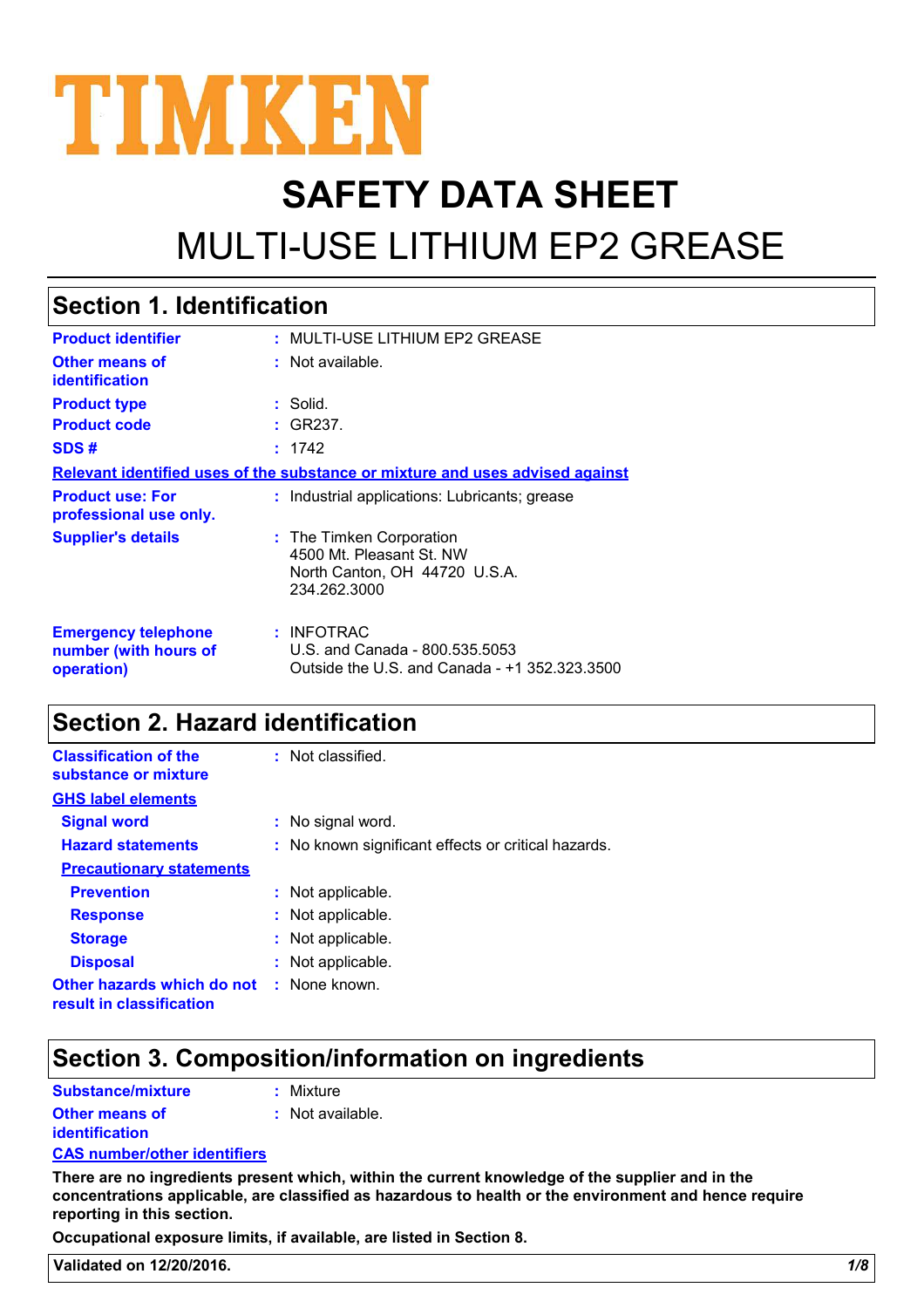# TIMKEN

# SAFETY DATA SHEET

# MULTI-USE LITHIUM EP2 GREASE

## Section 1. Identification

| | |
|---|---|
| **Product identifier** | : MULTI-USE LITHIUM EP2 GREASE |
| **Other means of identification** | : Not available. |
| **Product type** | : Solid. |
| **Product code** | : GR237. |
| **SDS #** | : 1742 |

**Relevant identified uses of the substance or mixture and uses advised against**

| | |
|---|---|
| **Product use: For professional use only.** | : Industrial applications: Lubricants; grease |
| **Supplier's details** | : The Timken Corporation<br>4500 Mt. Pleasant St. NW<br>North Canton, OH 44720 U.S.A.<br>234.262.3000 |
| **Emergency telephone number (with hours of operation)** | : INFOTRAC<br>U.S. and Canada - 800.535.5053<br>Outside the U.S. and Canada - +1 352.323.3500 |

## Section 2. Hazard identification

| | |
|---|---|
| **Classification of the substance or mixture** | : Not classified. |

**GHS label elements**

| | |
|---|---|
| **Signal word** | : No signal word. |
| **Hazard statements** | : No known significant effects or critical hazards. |

**Precautionary statements**

| | |
|---|---|
| **Prevention** | : Not applicable. |
| **Response** | : Not applicable. |
| **Storage** | : Not applicable. |
| **Disposal** | : Not applicable. |
| **Other hazards which do not result in classification** | : None known. |

## Section 3. Composition/information on ingredients

| | |
|---|---|
| **Substance/mixture** | : Mixture |
| **Other means of identification** | : Not available. |

**CAS number/other identifiers**

**There are no ingredients present which, within the current knowledge of the supplier and in the concentrations applicable, are classified as hazardous to health or the environment and hence require reporting in this section.**

**Occupational exposure limits, if available, are listed in Section 8.**

**Validated on 12/20/2016.**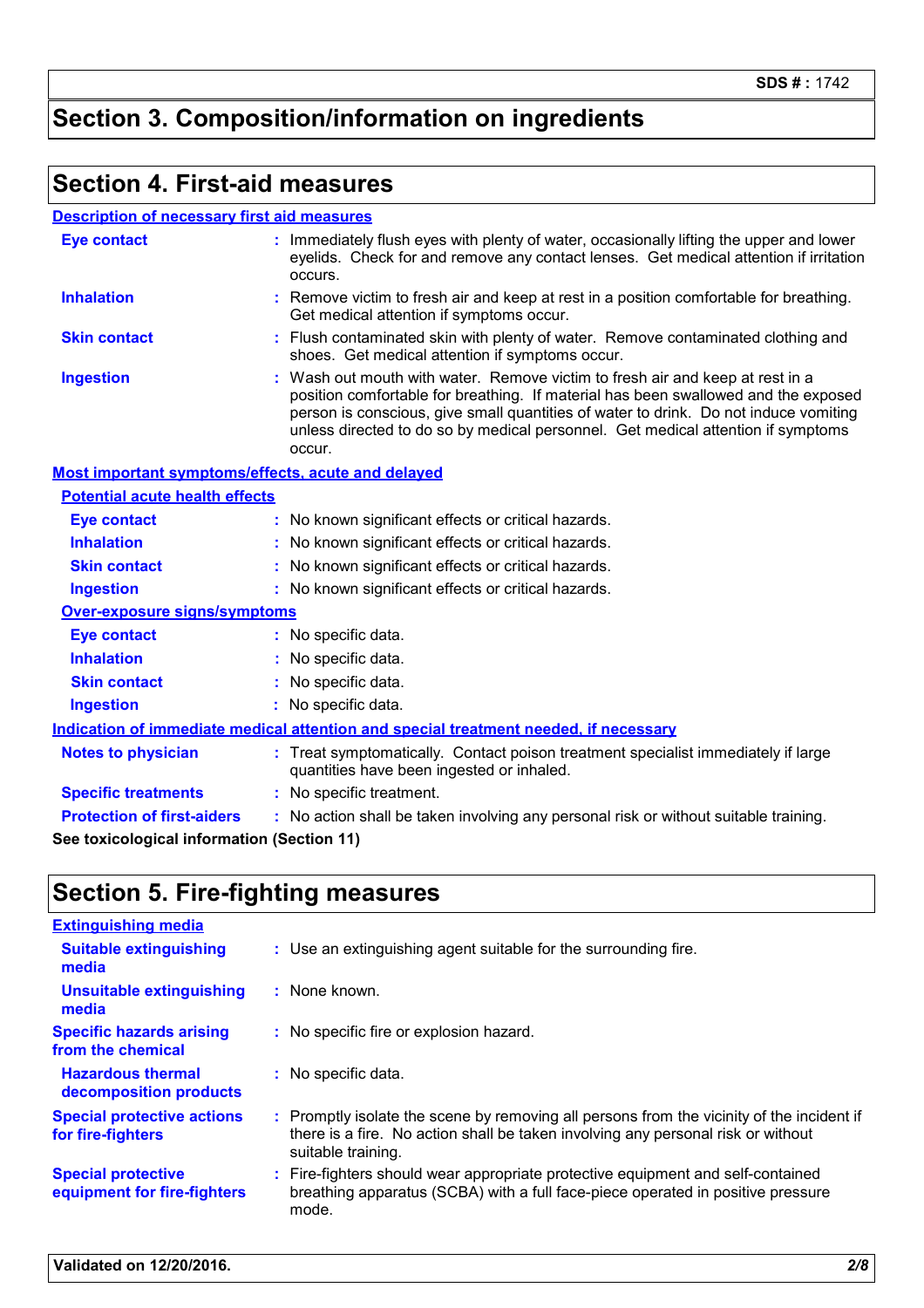## Section 3. Composition/information on ingredients

## Section 4. First-aid measures

### Description of necessary first aid measures

**Eye contact** : Immediately flush eyes with plenty of water, occasionally lifting the upper and lower eyelids. Check for and remove any contact lenses. Get medical attention if irritation occurs.

**Inhalation** : Remove victim to fresh air and keep at rest in a position comfortable for breathing. Get medical attention if symptoms occur.

**Skin contact** : Flush contaminated skin with plenty of water. Remove contaminated clothing and shoes. Get medical attention if symptoms occur.

**Ingestion** : Wash out mouth with water. Remove victim to fresh air and keep at rest in a position comfortable for breathing. If material has been swallowed and the exposed person is conscious, give small quantities of water to drink. Do not induce vomiting unless directed to do so by medical personnel. Get medical attention if symptoms occur.

### Most important symptoms/effects, acute and delayed

#### Potential acute health effects

**Eye contact** : No known significant effects or critical hazards.

**Inhalation** : No known significant effects or critical hazards.

**Skin contact** : No known significant effects or critical hazards.

**Ingestion** : No known significant effects or critical hazards.

#### Over-exposure signs/symptoms

**Eye contact** : No specific data.

**Inhalation** : No specific data.

**Skin contact** : No specific data.

**Ingestion** : No specific data.

### Indication of immediate medical attention and special treatment needed, if necessary

**Notes to physician** : Treat symptomatically. Contact poison treatment specialist immediately if large quantities have been ingested or inhaled.

**Specific treatments** : No specific treatment.

**Protection of first-aiders** : No action shall be taken involving any personal risk or without suitable training.

**See toxicological information (Section 11)**

## Section 5. Fire-fighting measures

### Extinguishing media

**Suitable extinguishing media** : Use an extinguishing agent suitable for the surrounding fire.

**Unsuitable extinguishing media** : None known.

**Specific hazards arising from the chemical** : No specific fire or explosion hazard.

**Hazardous thermal decomposition products** : No specific data.

**Special protective actions for fire-fighters** : Promptly isolate the scene by removing all persons from the vicinity of the incident if there is a fire. No action shall be taken involving any personal risk or without suitable training.

**Special protective equipment for fire-fighters** : Fire-fighters should wear appropriate protective equipment and self-contained breathing apparatus (SCBA) with a full face-piece operated in positive pressure mode.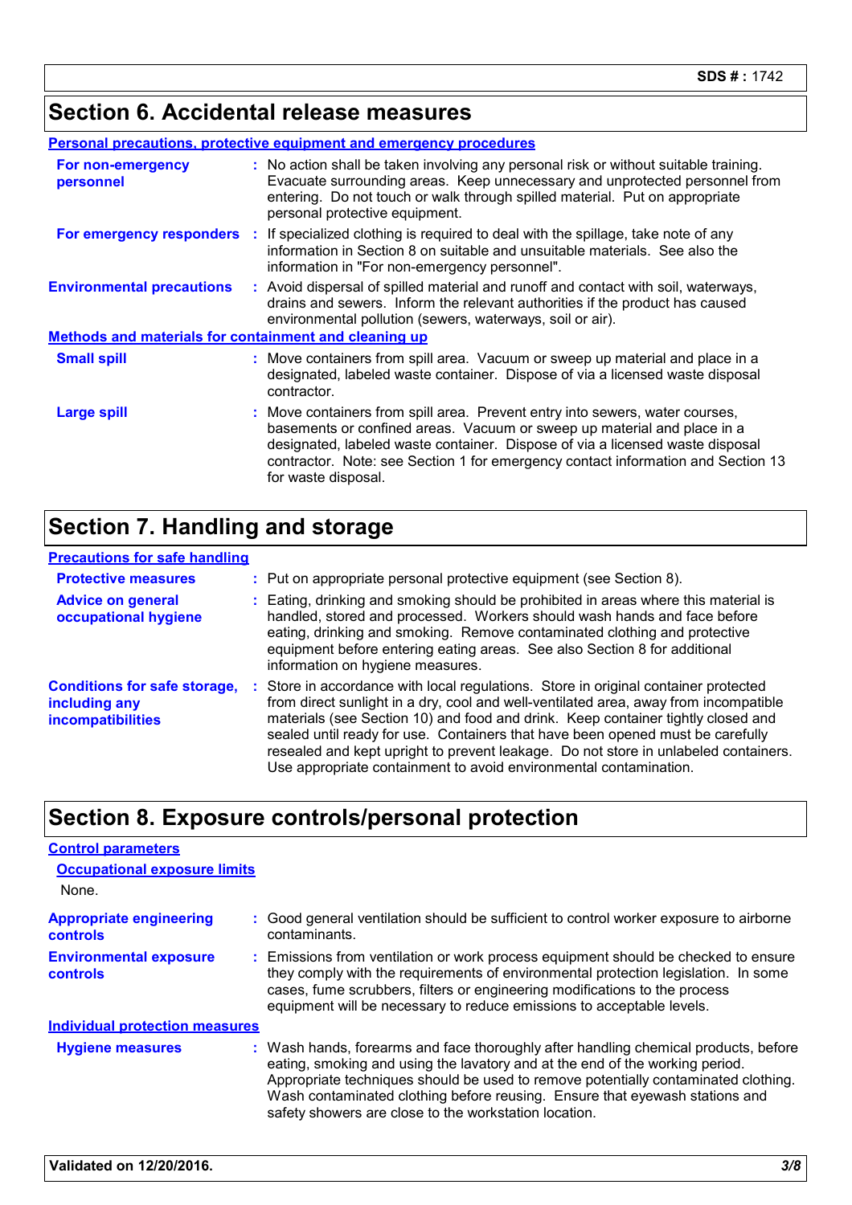## Section 6. Accidental release measures

### Personal precautions, protective equipment and emergency procedures

**For non-emergency personnel** : No action shall be taken involving any personal risk or without suitable training. Evacuate surrounding areas. Keep unnecessary and unprotected personnel from entering. Do not touch or walk through spilled material. Put on appropriate personal protective equipment.

**For emergency responders** : If specialized clothing is required to deal with the spillage, take note of any information in Section 8 on suitable and unsuitable materials. See also the information in "For non-emergency personnel".

**Environmental precautions** : Avoid dispersal of spilled material and runoff and contact with soil, waterways, drains and sewers. Inform the relevant authorities if the product has caused environmental pollution (sewers, waterways, soil or air).

### Methods and materials for containment and cleaning up

**Small spill** : Move containers from spill area. Vacuum or sweep up material and place in a designated, labeled waste container. Dispose of via a licensed waste disposal contractor.

**Large spill** : Move containers from spill area. Prevent entry into sewers, water courses, basements or confined areas. Vacuum or sweep up material and place in a designated, labeled waste container. Dispose of via a licensed waste disposal contractor. Note: see Section 1 for emergency contact information and Section 13 for waste disposal.

## Section 7. Handling and storage

### Precautions for safe handling

**Protective measures** : Put on appropriate personal protective equipment (see Section 8).

**Advice on general occupational hygiene** : Eating, drinking and smoking should be prohibited in areas where this material is handled, stored and processed. Workers should wash hands and face before eating, drinking and smoking. Remove contaminated clothing and protective equipment before entering eating areas. See also Section 8 for additional information on hygiene measures.

**Conditions for safe storage, including any incompatibilities** : Store in accordance with local regulations. Store in original container protected from direct sunlight in a dry, cool and well-ventilated area, away from incompatible materials (see Section 10) and food and drink. Keep container tightly closed and sealed until ready for use. Containers that have been opened must be carefully resealed and kept upright to prevent leakage. Do not store in unlabeled containers. Use appropriate containment to avoid environmental contamination.

## Section 8. Exposure controls/personal protection

### Control parameters

#### Occupational exposure limits

None.

**Appropriate engineering controls** : Good general ventilation should be sufficient to control worker exposure to airborne contaminants.

**Environmental exposure controls** : Emissions from ventilation or work process equipment should be checked to ensure they comply with the requirements of environmental protection legislation. In some cases, fume scrubbers, filters or engineering modifications to the process equipment will be necessary to reduce emissions to acceptable levels.

### Individual protection measures

**Hygiene measures** : Wash hands, forearms and face thoroughly after handling chemical products, before eating, smoking and using the lavatory and at the end of the working period. Appropriate techniques should be used to remove potentially contaminated clothing. Wash contaminated clothing before reusing. Ensure that eyewash stations and safety showers are close to the workstation location.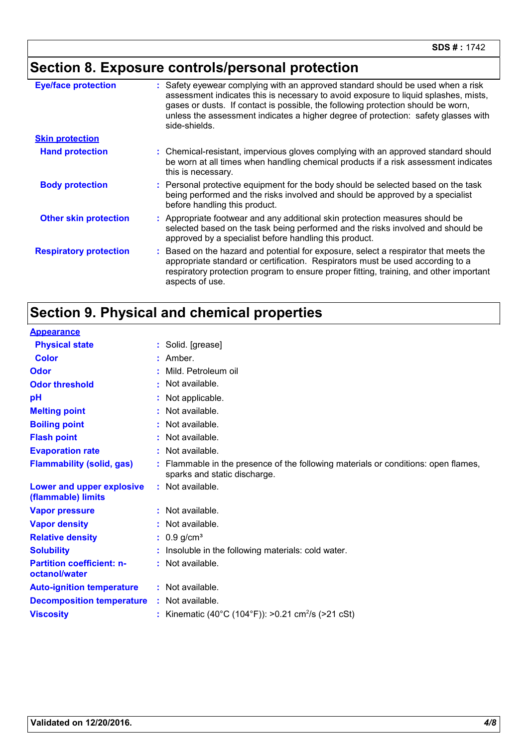## Section 8. Exposure controls/personal protection

**Eye/face protection** : Safety eyewear complying with an approved standard should be used when a risk assessment indicates this is necessary to avoid exposure to liquid splashes, mists, gases or dusts. If contact is possible, the following protection should be worn, unless the assessment indicates a higher degree of protection: safety glasses with side-shields.

**Skin protection**

**Hand protection** : Chemical-resistant, impervious gloves complying with an approved standard should be worn at all times when handling chemical products if a risk assessment indicates this is necessary.

**Body protection** : Personal protective equipment for the body should be selected based on the task being performed and the risks involved and should be approved by a specialist before handling this product.

**Other skin protection** : Appropriate footwear and any additional skin protection measures should be selected based on the task being performed and the risks involved and should be approved by a specialist before handling this product.

**Respiratory protection** : Based on the hazard and potential for exposure, select a respirator that meets the appropriate standard or certification. Respirators must be used according to a respiratory protection program to ensure proper fitting, training, and other important aspects of use.

## Section 9. Physical and chemical properties

**Appearance**

**Physical state** : Solid. [grease]

**Color** : Amber.

**Odor** : Mild. Petroleum oil

**Odor threshold** : Not available.

**pH** : Not applicable.

**Melting point** : Not available.

**Boiling point** : Not available.

**Flash point** : Not available.

**Evaporation rate** : Not available.

**Flammability (solid, gas)** : Flammable in the presence of the following materials or conditions: open flames, sparks and static discharge.

**Lower and upper explosive (flammable) limits** : Not available.

**Vapor pressure** : Not available.

**Vapor density** : Not available.

**Relative density** : 0.9 g/cm³

**Solubility** : Insoluble in the following materials: cold water.

**Partition coefficient: n-octanol/water** : Not available.

**Auto-ignition temperature** : Not available.

**Decomposition temperature** : Not available.

**Viscosity** : Kinematic (40°C (104°F)): >0.21 $cm^2/s$ (>21 cSt)

Validated on 12/20/2016.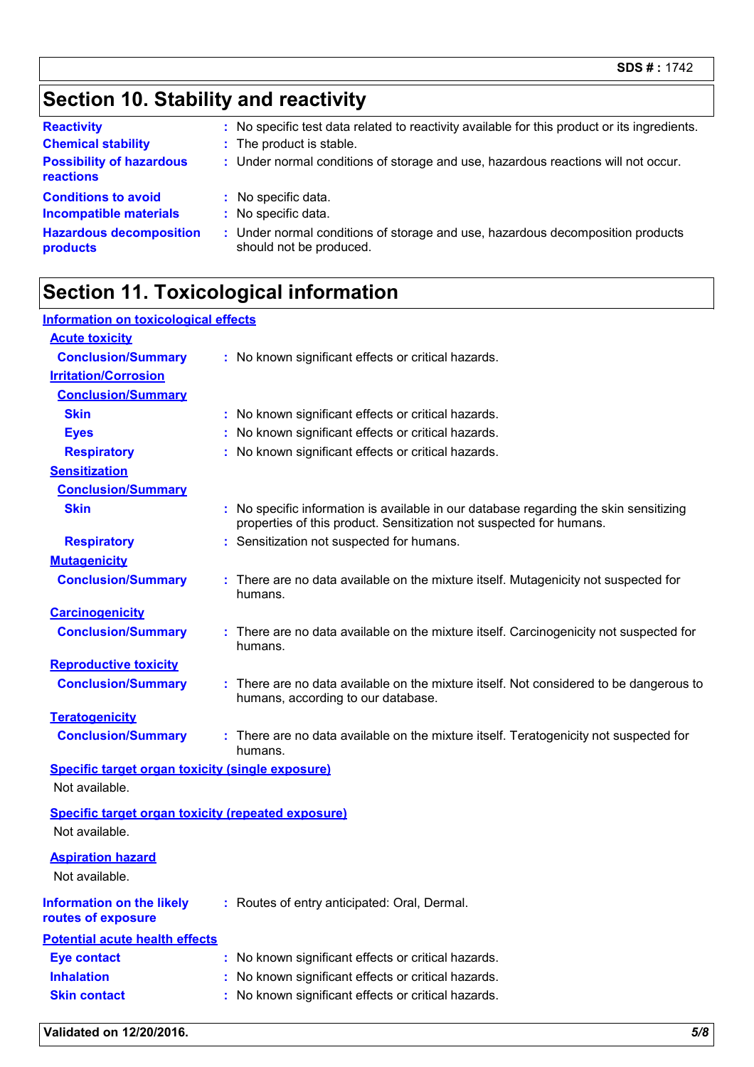## Section 10. Stability and reactivity

| | |
|---|---|
| **Reactivity** | : No specific test data related to reactivity available for this product or its ingredients. |
| **Chemical stability** | : The product is stable. |
| **Possibility of hazardous reactions** | : Under normal conditions of storage and use, hazardous reactions will not occur. |
| **Conditions to avoid** | : No specific data. |
| **Incompatible materials** | : No specific data. |
| **Hazardous decomposition products** | : Under normal conditions of storage and use, hazardous decomposition products should not be produced. |

## Section 11. Toxicological information

**Information on toxicological effects**

**Acute toxicity**

**Conclusion/Summary** : No known significant effects or critical hazards.

**Irritation/Corrosion**

**Conclusion/Summary**

- **Skin** : No known significant effects or critical hazards.
- **Eyes** : No known significant effects or critical hazards.
- **Respiratory** : No known significant effects or critical hazards.

**Sensitization**

**Conclusion/Summary**

- **Skin** : No specific information is available in our database regarding the skin sensitizing properties of this product. Sensitization not suspected for humans.
- **Respiratory** : Sensitization not suspected for humans.

**Mutagenicity**

**Conclusion/Summary** : There are no data available on the mixture itself. Mutagenicity not suspected for humans.

**Carcinogenicity**

**Conclusion/Summary** : There are no data available on the mixture itself. Carcinogenicity not suspected for humans.

**Reproductive toxicity**

**Conclusion/Summary** : There are no data available on the mixture itself. Not considered to be dangerous to humans, according to our database.

**Teratogenicity**

**Conclusion/Summary** : There are no data available on the mixture itself. Teratogenicity not suspected for humans.

**Specific target organ toxicity (single exposure)**

Not available.

**Specific target organ toxicity (repeated exposure)**

Not available.

**Aspiration hazard**

Not available.

**Information on the likely routes of exposure** : Routes of entry anticipated: Oral, Dermal.

**Potential acute health effects**

- **Eye contact** : No known significant effects or critical hazards.
- **Inhalation** : No known significant effects or critical hazards.
- **Skin contact** : No known significant effects or critical hazards.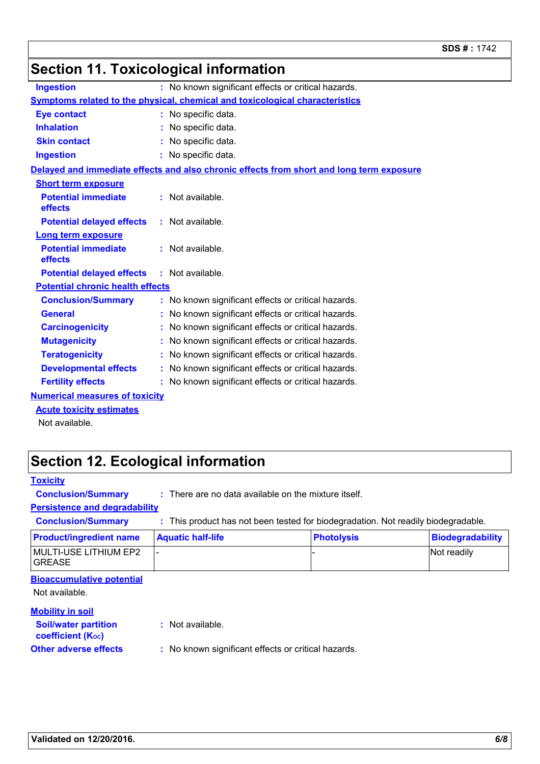## Section 11. Toxicological information

**Ingestion** : No known significant effects or critical hazards.

**Symptoms related to the physical, chemical and toxicological characteristics**

**Eye contact** : No specific data.

**Inhalation** : No specific data.

**Skin contact** : No specific data.

**Ingestion** : No specific data.

**Delayed and immediate effects and also chronic effects from short and long term exposure**

**Short term exposure**

**Potential immediate effects** : Not available.

**Potential delayed effects** : Not available.

**Long term exposure**

**Potential immediate effects** : Not available.

**Potential delayed effects** : Not available.

**Potential chronic health effects**

**Conclusion/Summary** : No known significant effects or critical hazards.

**General** : No known significant effects or critical hazards.

**Carcinogenicity** : No known significant effects or critical hazards.

**Mutagenicity** : No known significant effects or critical hazards.

**Teratogenicity** : No known significant effects or critical hazards.

**Developmental effects** : No known significant effects or critical hazards.

**Fertility effects** : No known significant effects or critical hazards.

**Numerical measures of toxicity**

**Acute toxicity estimates**

Not available.

## Section 12. Ecological information

**Toxicity**

**Conclusion/Summary** : There are no data available on the mixture itself.

**Persistence and degradability**

**Conclusion/Summary** : This product has not been tested for biodegradation. Not readily biodegradable.

| Product/ingredient name | Aquatic half-life | Photolysis | Biodegradability |
|---|---|---|---|
| MULTI-USE LITHIUM EP2 GREASE | - | - | Not readily |

**Bioaccumulative potential**

Not available.

**Mobility in soil**

**Soil/water partition coefficient ($K_{OC}$)** : Not available.

**Other adverse effects** : No known significant effects or critical hazards.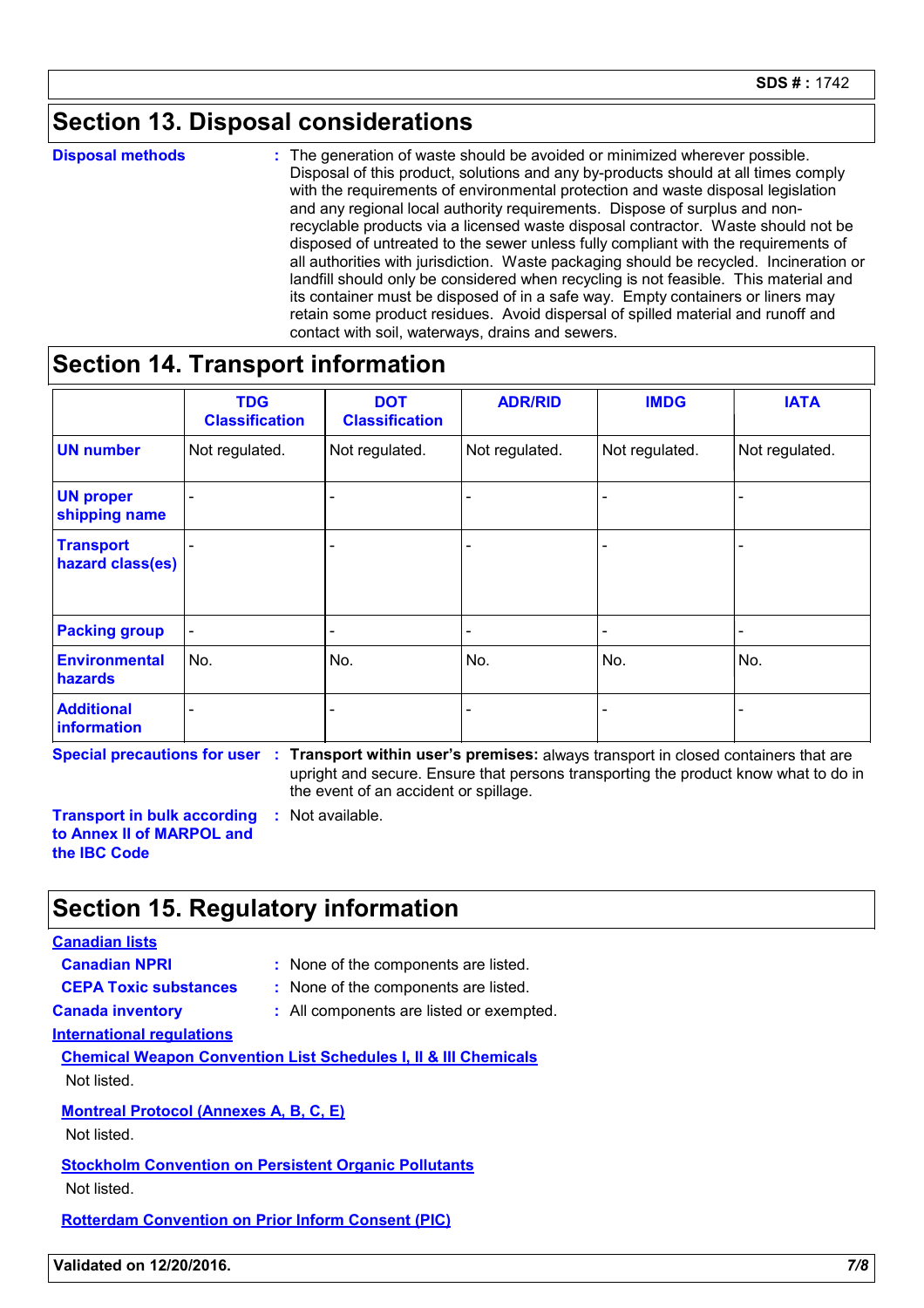## Section 13. Disposal considerations

**Disposal methods** : The generation of waste should be avoided or minimized wherever possible. Disposal of this product, solutions and any by-products should at all times comply with the requirements of environmental protection and waste disposal legislation and any regional local authority requirements. Dispose of surplus and non-recyclable products via a licensed waste disposal contractor. Waste should not be disposed of untreated to the sewer unless fully compliant with the requirements of all authorities with jurisdiction. Waste packaging should be recycled. Incineration or landfill should only be considered when recycling is not feasible. This material and its container must be disposed of in a safe way. Empty containers or liners may retain some product residues. Avoid dispersal of spilled material and runoff and contact with soil, waterways, drains and sewers.

## Section 14. Transport information

| | TDG Classification | DOT Classification | ADR/RID | IMDG | IATA |
|---|---|---|---|---|---|
| **UN number** | Not regulated. | Not regulated. | Not regulated. | Not regulated. | Not regulated. |
| **UN proper shipping name** | - | - | - | - | - |
| **Transport hazard class(es)** | - | - | - | - | - |
| **Packing group** | - | - | - | - | - |
| **Environmental hazards** | No. | No. | No. | No. | No. |
| **Additional information** | - | - | - | - | - |

**Special precautions for user** : **Transport within user's premises:** always transport in closed containers that are upright and secure. Ensure that persons transporting the product know what to do in the event of an accident or spillage.

**Transport in bulk according to Annex II of MARPOL and the IBC Code** : Not available.

## Section 15. Regulatory information

**Canadian lists**

**Canadian NPRI** : None of the components are listed.

**CEPA Toxic substances** : None of the components are listed.

**Canada inventory** : All components are listed or exempted.

**International regulations**

**Chemical Weapon Convention List Schedules I, II & III Chemicals**

Not listed.

**Montreal Protocol (Annexes A, B, C, E)**

Not listed.

**Stockholm Convention on Persistent Organic Pollutants**

Not listed.

**Rotterdam Convention on Prior Inform Consent (PIC)**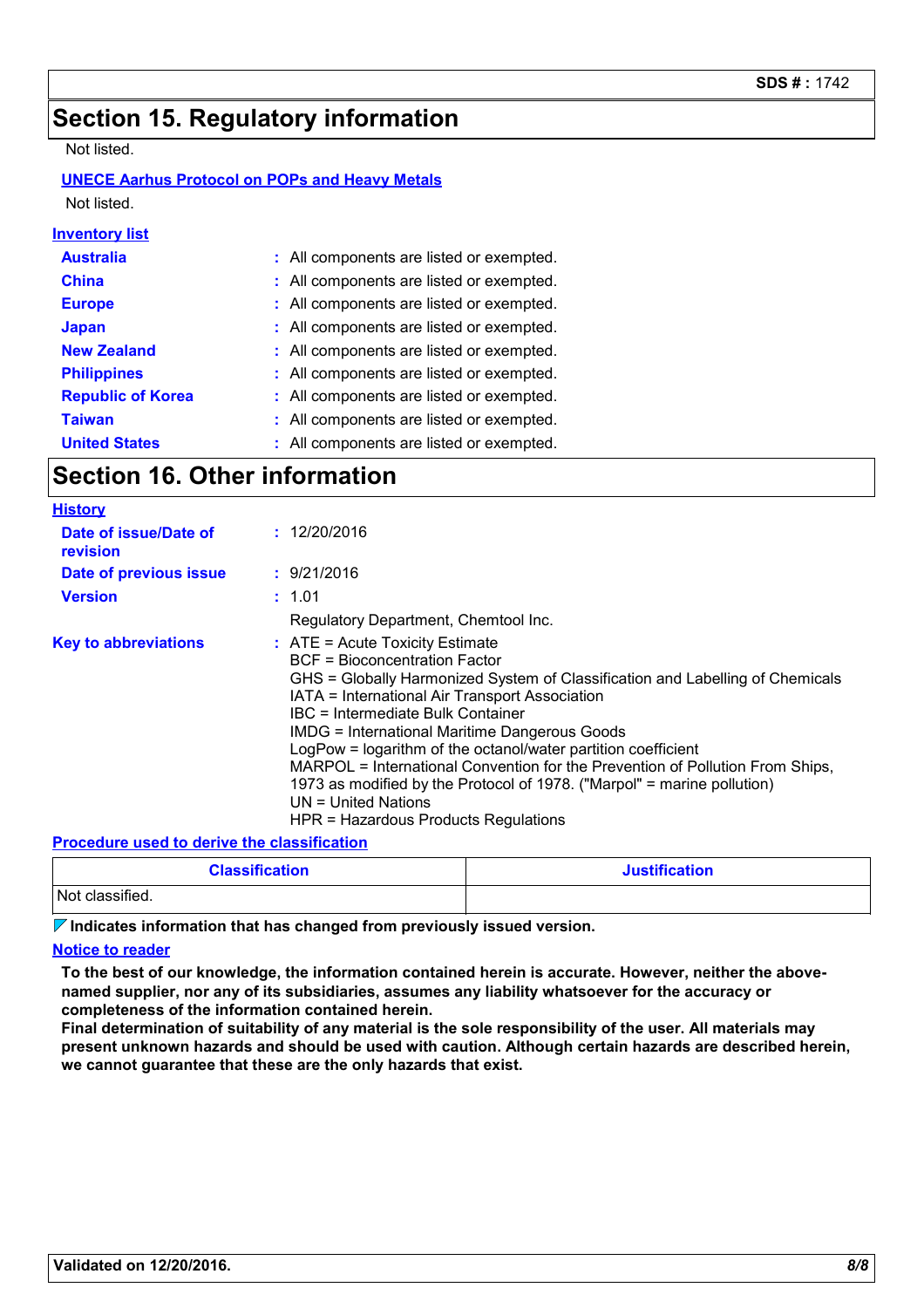## Section 15. Regulatory information

Not listed.

**UNECE Aarhus Protocol on POPs and Heavy Metals**

Not listed.

**Inventory list**

| | |
|---|---|
| **Australia** | : All components are listed or exempted. |
| **China** | : All components are listed or exempted. |
| **Europe** | : All components are listed or exempted. |
| **Japan** | : All components are listed or exempted. |
| **New Zealand** | : All components are listed or exempted. |
| **Philippines** | : All components are listed or exempted. |
| **Republic of Korea** | : All components are listed or exempted. |
| **Taiwan** | : All components are listed or exempted. |
| **United States** | : All components are listed or exempted. |

## Section 16. Other information

**History**

| | |
|---|---|
| **Date of issue/Date of revision** | : 12/20/2016 |
| **Date of previous issue** | : 9/21/2016 |
| **Version** | : 1.01 |
| | Regulatory Department, Chemtool Inc. |

**Key to abbreviations** :
ATE = Acute Toxicity Estimate
BCF = Bioconcentration Factor
GHS = Globally Harmonized System of Classification and Labelling of Chemicals
IATA = International Air Transport Association
IBC = Intermediate Bulk Container
IMDG = International Maritime Dangerous Goods
LogPow = logarithm of the octanol/water partition coefficient
MARPOL = International Convention for the Prevention of Pollution From Ships, 1973 as modified by the Protocol of 1978. ("Marpol" = marine pollution)
UN = United Nations
HPR = Hazardous Products Regulations

**Procedure used to derive the classification**

| Classification | Justification |
|---|---|
| Not classified. | |

**Indicates information that has changed from previously issued version.**

**Notice to reader**

**To the best of our knowledge, the information contained herein is accurate. However, neither the above-named supplier, nor any of its subsidiaries, assumes any liability whatsoever for the accuracy or completeness of the information contained herein.**
**Final determination of suitability of any material is the sole responsibility of the user. All materials may present unknown hazards and should be used with caution. Although certain hazards are described herein, we cannot guarantee that these are the only hazards that exist.**